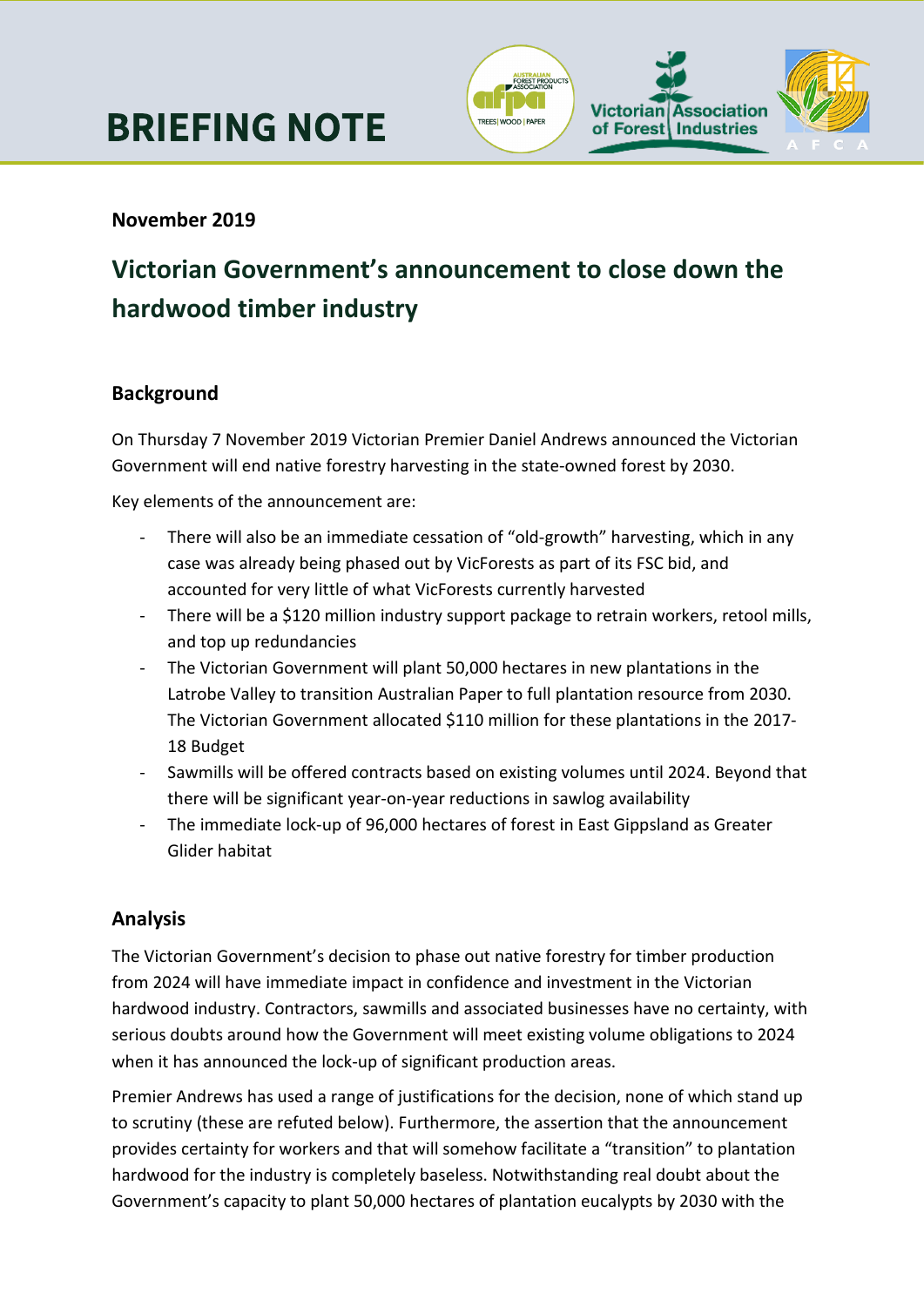# BRIEFING NOTE

**November 2019**

## Victorian Government's announcement to close down the hardwood timber industry

### Background

On Thursday 7 November 2019 Victorian Premier Daniel Andrews announced the Victorian Government will end native forestry harvesting in the state-owned forest by 2030.

Key elements of the announcement are:

- There will also be an immediate cessation of "old-growth" harvesting, which in any case was already being phased out by VicForests as part of its FSC bid, and accounted for very little of what VicForests currently harvested
- There will be a $120 million industry support package to retrain workers, retool mills, and top up redundancies
- The Victorian Government will plant 50,000 hectares in new plantations in the Latrobe Valley to transition Australian Paper to full plantation resource from 2030. The Victorian Government allocated $110 million for these plantations in the 2017-18 Budget
- Sawmills will be offered contracts based on existing volumes until 2024. Beyond that there will be significant year-on-year reductions in sawlog availability
- The immediate lock-up of 96,000 hectares of forest in East Gippsland as Greater Glider habitat

### Analysis

The Victorian Government's decision to phase out native forestry for timber production from 2024 will have immediate impact in confidence and investment in the Victorian hardwood industry. Contractors, sawmills and associated businesses have no certainty, with serious doubts around how the Government will meet existing volume obligations to 2024 when it has announced the lock-up of significant production areas.

Premier Andrews has used a range of justifications for the decision, none of which stand up to scrutiny (these are refuted below). Furthermore, the assertion that the announcement provides certainty for workers and that will somehow facilitate a "transition" to plantation hardwood for the industry is completely baseless. Notwithstanding real doubt about the Government's capacity to plant 50,000 hectares of plantation eucalypts by 2030 with the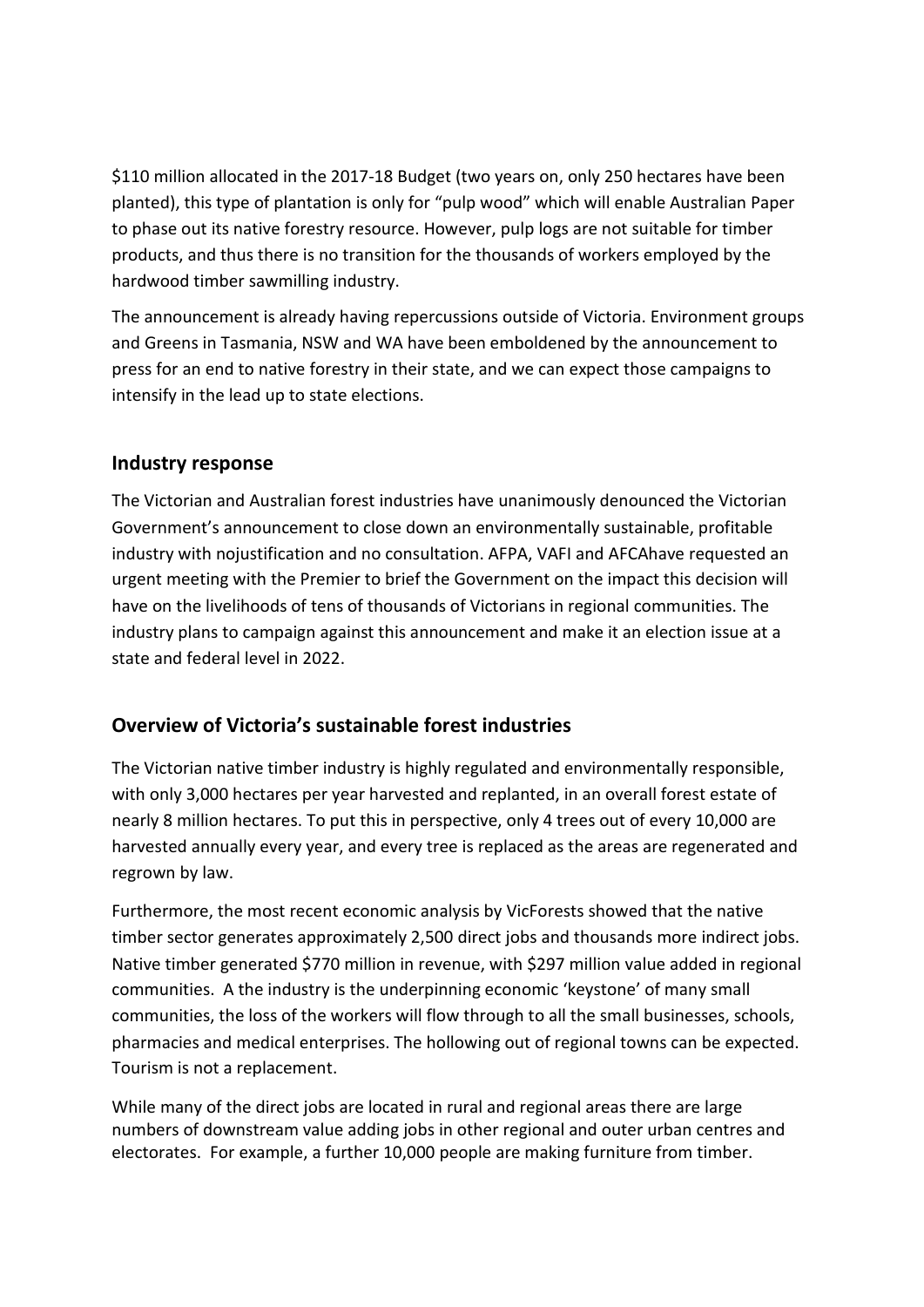$110 million allocated in the 2017-18 Budget (two years on, only 250 hectares have been planted), this type of plantation is only for "pulp wood" which will enable Australian Paper to phase out its native forestry resource. However, pulp logs are not suitable for timber products, and thus there is no transition for the thousands of workers employed by the hardwood timber sawmilling industry.

The announcement is already having repercussions outside of Victoria. Environment groups and Greens in Tasmania, NSW and WA have been emboldened by the announcement to press for an end to native forestry in their state, and we can expect those campaigns to intensify in the lead up to state elections.

## Industry response

The Victorian and Australian forest industries have unanimously denounced the Victorian Government's announcement to close down an environmentally sustainable, profitable industry with nojustification and no consultation. AFPA, VAFI and AFCAhave requested an urgent meeting with the Premier to brief the Government on the impact this decision will have on the livelihoods of tens of thousands of Victorians in regional communities. The industry plans to campaign against this announcement and make it an election issue at a state and federal level in 2022.

## Overview of Victoria's sustainable forest industries

The Victorian native timber industry is highly regulated and environmentally responsible, with only 3,000 hectares per year harvested and replanted, in an overall forest estate of nearly 8 million hectares. To put this in perspective, only 4 trees out of every 10,000 are harvested annually every year, and every tree is replaced as the areas are regenerated and regrown by law.

Furthermore, the most recent economic analysis by VicForests showed that the native timber sector generates approximately 2,500 direct jobs and thousands more indirect jobs. Native timber generated $770 million in revenue, with $297 million value added in regional communities. A the industry is the underpinning economic 'keystone' of many small communities, the loss of the workers will flow through to all the small businesses, schools, pharmacies and medical enterprises. The hollowing out of regional towns can be expected. Tourism is not a replacement.

While many of the direct jobs are located in rural and regional areas there are large numbers of downstream value adding jobs in other regional and outer urban centres and electorates. For example, a further 10,000 people are making furniture from timber.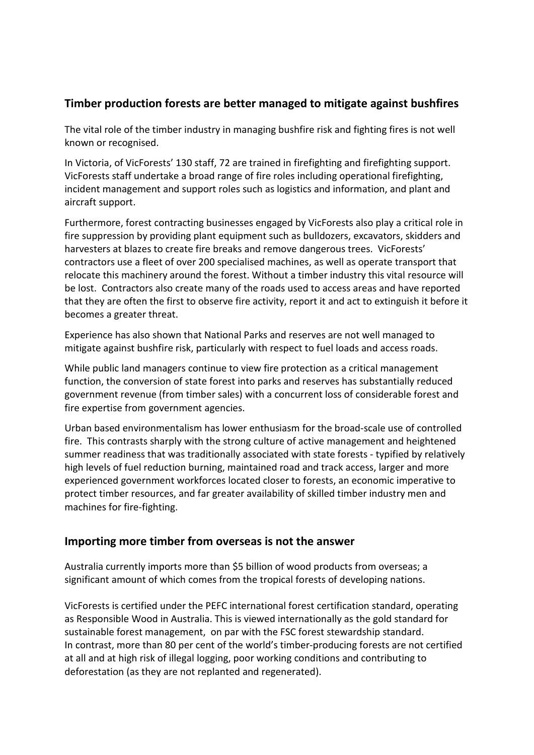## Timber production forests are better managed to mitigate against bushfires

The vital role of the timber industry in managing bushfire risk and fighting fires is not well known or recognised.

In Victoria, of VicForests' 130 staff, 72 are trained in firefighting and firefighting support. VicForests staff undertake a broad range of fire roles including operational firefighting, incident management and support roles such as logistics and information, and plant and aircraft support.

Furthermore, forest contracting businesses engaged by VicForests also play a critical role in fire suppression by providing plant equipment such as bulldozers, excavators, skidders and harvesters at blazes to create fire breaks and remove dangerous trees. VicForests' contractors use a fleet of over 200 specialised machines, as well as operate transport that relocate this machinery around the forest. Without a timber industry this vital resource will be lost. Contractors also create many of the roads used to access areas and have reported that they are often the first to observe fire activity, report it and act to extinguish it before it becomes a greater threat.

Experience has also shown that National Parks and reserves are not well managed to mitigate against bushfire risk, particularly with respect to fuel loads and access roads.

While public land managers continue to view fire protection as a critical management function, the conversion of state forest into parks and reserves has substantially reduced government revenue (from timber sales) with a concurrent loss of considerable forest and fire expertise from government agencies.

Urban based environmentalism has lower enthusiasm for the broad-scale use of controlled fire. This contrasts sharply with the strong culture of active management and heightened summer readiness that was traditionally associated with state forests - typified by relatively high levels of fuel reduction burning, maintained road and track access, larger and more experienced government workforces located closer to forests, an economic imperative to protect timber resources, and far greater availability of skilled timber industry men and machines for fire-fighting.

## Importing more timber from overseas is not the answer

Australia currently imports more than $5 billion of wood products from overseas; a significant amount of which comes from the tropical forests of developing nations.

VicForests is certified under the PEFC international forest certification standard, operating as Responsible Wood in Australia. This is viewed internationally as the gold standard for sustainable forest management, on par with the FSC forest stewardship standard. In contrast, more than 80 per cent of the world's timber-producing forests are not certified at all and at high risk of illegal logging, poor working conditions and contributing to deforestation (as they are not replanted and regenerated).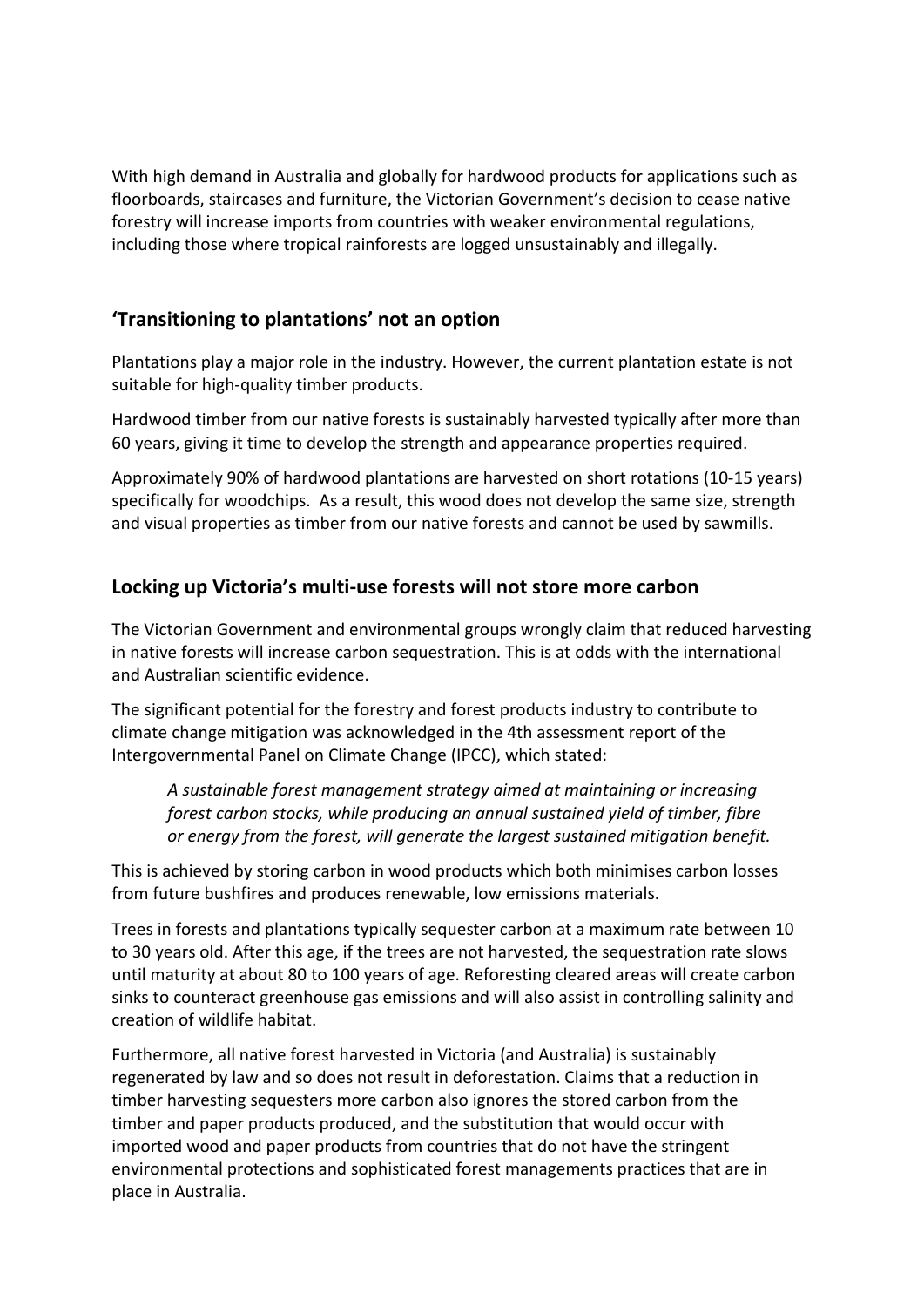With high demand in Australia and globally for hardwood products for applications such as floorboards, staircases and furniture, the Victorian Government's decision to cease native forestry will increase imports from countries with weaker environmental regulations, including those where tropical rainforests are logged unsustainably and illegally.

## 'Transitioning to plantations' not an option

Plantations play a major role in the industry. However, the current plantation estate is not suitable for high-quality timber products.

Hardwood timber from our native forests is sustainably harvested typically after more than 60 years, giving it time to develop the strength and appearance properties required.

Approximately 90% of hardwood plantations are harvested on short rotations (10-15 years) specifically for woodchips. As a result, this wood does not develop the same size, strength and visual properties as timber from our native forests and cannot be used by sawmills.

## Locking up Victoria's multi-use forests will not store more carbon

The Victorian Government and environmental groups wrongly claim that reduced harvesting in native forests will increase carbon sequestration. This is at odds with the international and Australian scientific evidence.

The significant potential for the forestry and forest products industry to contribute to climate change mitigation was acknowledged in the 4th assessment report of the Intergovernmental Panel on Climate Change (IPCC), which stated:

> *A sustainable forest management strategy aimed at maintaining or increasing forest carbon stocks, while producing an annual sustained yield of timber, fibre or energy from the forest, will generate the largest sustained mitigation benefit.*

This is achieved by storing carbon in wood products which both minimises carbon losses from future bushfires and produces renewable, low emissions materials.

Trees in forests and plantations typically sequester carbon at a maximum rate between 10 to 30 years old. After this age, if the trees are not harvested, the sequestration rate slows until maturity at about 80 to 100 years of age. Reforesting cleared areas will create carbon sinks to counteract greenhouse gas emissions and will also assist in controlling salinity and creation of wildlife habitat.

Furthermore, all native forest harvested in Victoria (and Australia) is sustainably regenerated by law and so does not result in deforestation. Claims that a reduction in timber harvesting sequesters more carbon also ignores the stored carbon from the timber and paper products produced, and the substitution that would occur with imported wood and paper products from countries that do not have the stringent environmental protections and sophisticated forest managements practices that are in place in Australia.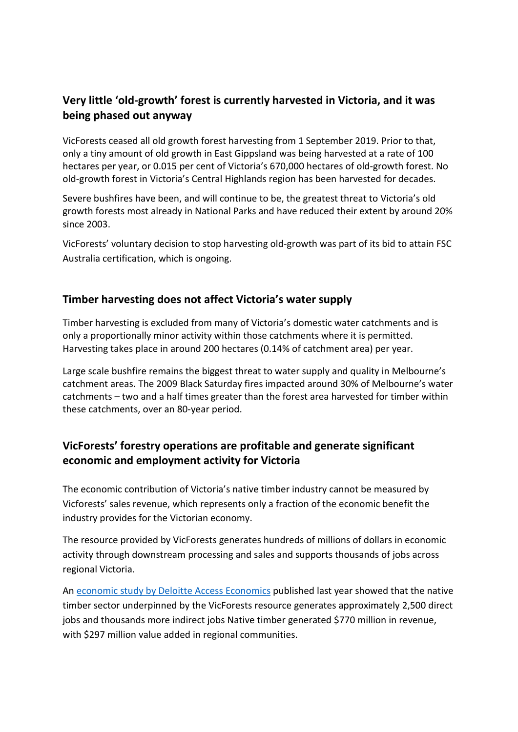## Very little 'old-growth' forest is currently harvested in Victoria, and it was being phased out anyway

VicForests ceased all old growth forest harvesting from 1 September 2019. Prior to that, only a tiny amount of old growth in East Gippsland was being harvested at a rate of 100 hectares per year, or 0.015 per cent of Victoria's 670,000 hectares of old-growth forest. No old-growth forest in Victoria's Central Highlands region has been harvested for decades.

Severe bushfires have been, and will continue to be, the greatest threat to Victoria's old growth forests most already in National Parks and have reduced their extent by around 20% since 2003.

VicForests' voluntary decision to stop harvesting old-growth was part of its bid to attain FSC Australia certification, which is ongoing.

## Timber harvesting does not affect Victoria's water supply

Timber harvesting is excluded from many of Victoria's domestic water catchments and is only a proportionally minor activity within those catchments where it is permitted. Harvesting takes place in around 200 hectares (0.14% of catchment area) per year.

Large scale bushfire remains the biggest threat to water supply and quality in Melbourne's catchment areas. The 2009 Black Saturday fires impacted around 30% of Melbourne's water catchments – two and a half times greater than the forest area harvested for timber within these catchments, over an 80-year period.

## VicForests' forestry operations are profitable and generate significant economic and employment activity for Victoria

The economic contribution of Victoria's native timber industry cannot be measured by Vicforests' sales revenue, which represents only a fraction of the economic benefit the industry provides for the Victorian economy.

The resource provided by VicForests generates hundreds of millions of dollars in economic activity through downstream processing and sales and supports thousands of jobs across regional Victoria.

An [economic study by Deloitte Access Economics]() published last year showed that the native timber sector underpinned by the VicForests resource generates approximately 2,500 direct jobs and thousands more indirect jobs Native timber generated $770 million in revenue, with $297 million value added in regional communities.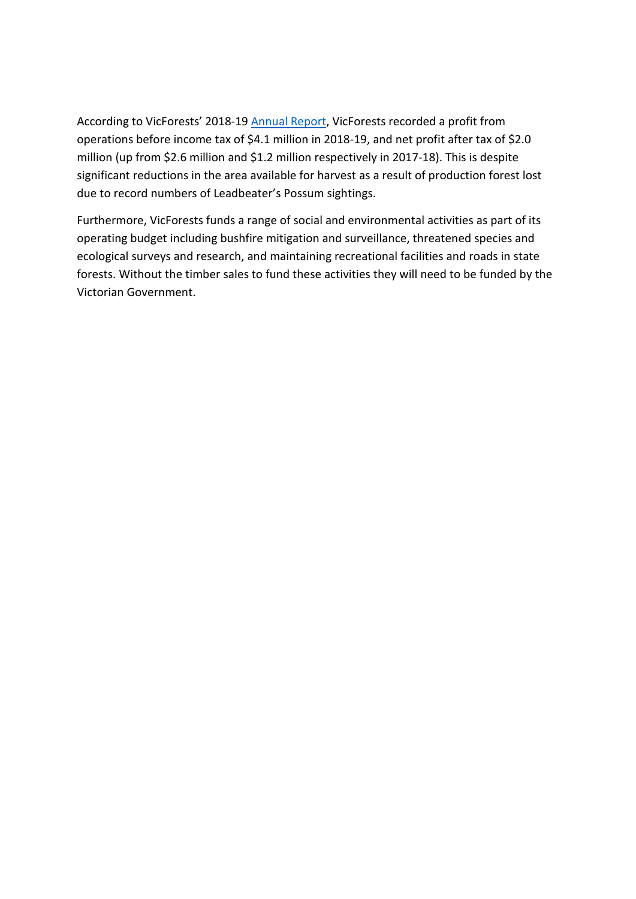According to VicForests' 2018-19 [Annual Report](), VicForests recorded a profit from operations before income tax of $4.1 million in 2018-19, and net profit after tax of $2.0 million (up from $2.6 million and $1.2 million respectively in 2017-18). This is despite significant reductions in the area available for harvest as a result of production forest lost due to record numbers of Leadbeater's Possum sightings.

Furthermore, VicForests funds a range of social and environmental activities as part of its operating budget including bushfire mitigation and surveillance, threatened species and ecological surveys and research, and maintaining recreational facilities and roads in state forests. Without the timber sales to fund these activities they will need to be funded by the Victorian Government.